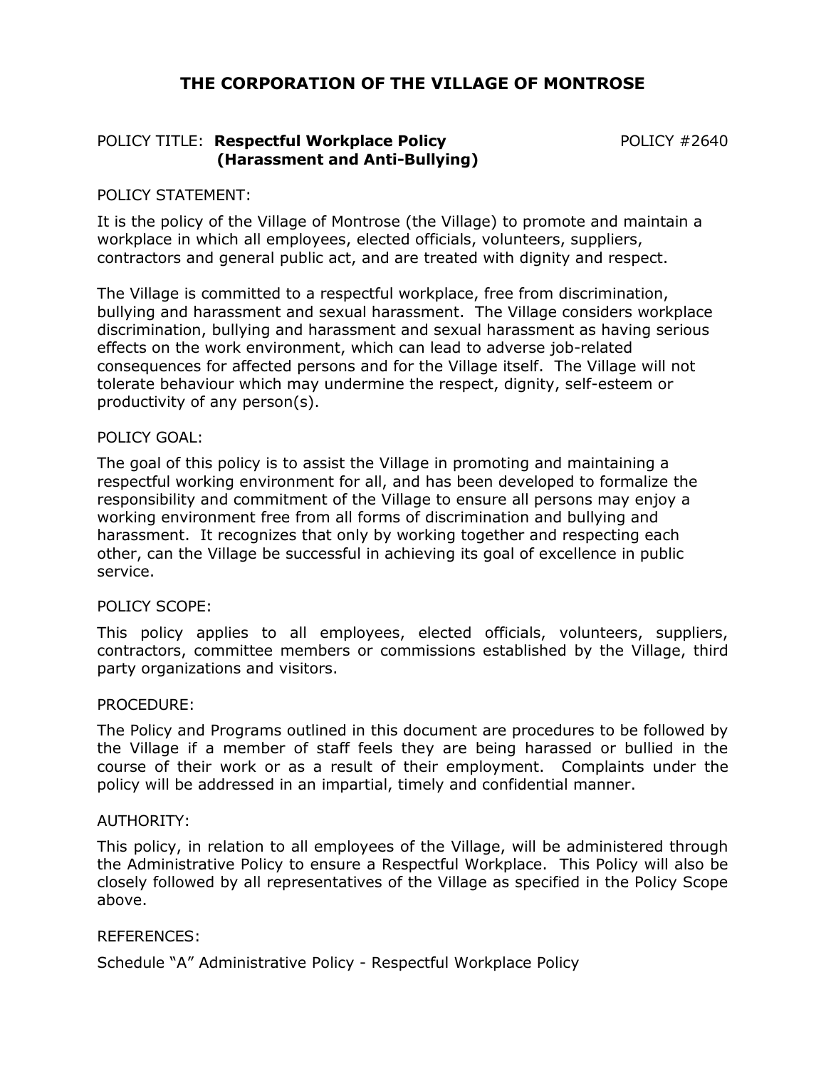# THE CORPORATION OF THE VILLAGE OF MONTROSE

POLICY TITLE: **Respectful Workplace Policy (Harassment and Anti-Bullying)** POLICY #2640

POLICY STATEMENT:

It is the policy of the Village of Montrose (the Village) to promote and maintain a workplace in which all employees, elected officials, volunteers, suppliers, contractors and general public act, and are treated with dignity and respect.

The Village is committed to a respectful workplace, free from discrimination, bullying and harassment and sexual harassment. The Village considers workplace discrimination, bullying and harassment and sexual harassment as having serious effects on the work environment, which can lead to adverse job-related consequences for affected persons and for the Village itself. The Village will not tolerate behaviour which may undermine the respect, dignity, self-esteem or productivity of any person(s).

POLICY GOAL:

The goal of this policy is to assist the Village in promoting and maintaining a respectful working environment for all, and has been developed to formalize the responsibility and commitment of the Village to ensure all persons may enjoy a working environment free from all forms of discrimination and bullying and harassment. It recognizes that only by working together and respecting each other, can the Village be successful in achieving its goal of excellence in public service.

POLICY SCOPE:

This policy applies to all employees, elected officials, volunteers, suppliers, contractors, committee members or commissions established by the Village, third party organizations and visitors.

PROCEDURE:

The Policy and Programs outlined in this document are procedures to be followed by the Village if a member of staff feels they are being harassed or bullied in the course of their work or as a result of their employment. Complaints under the policy will be addressed in an impartial, timely and confidential manner.

AUTHORITY:

This policy, in relation to all employees of the Village, will be administered through the Administrative Policy to ensure a Respectful Workplace. This Policy will also be closely followed by all representatives of the Village as specified in the Policy Scope above.

REFERENCES:

Schedule "A" Administrative Policy - Respectful Workplace Policy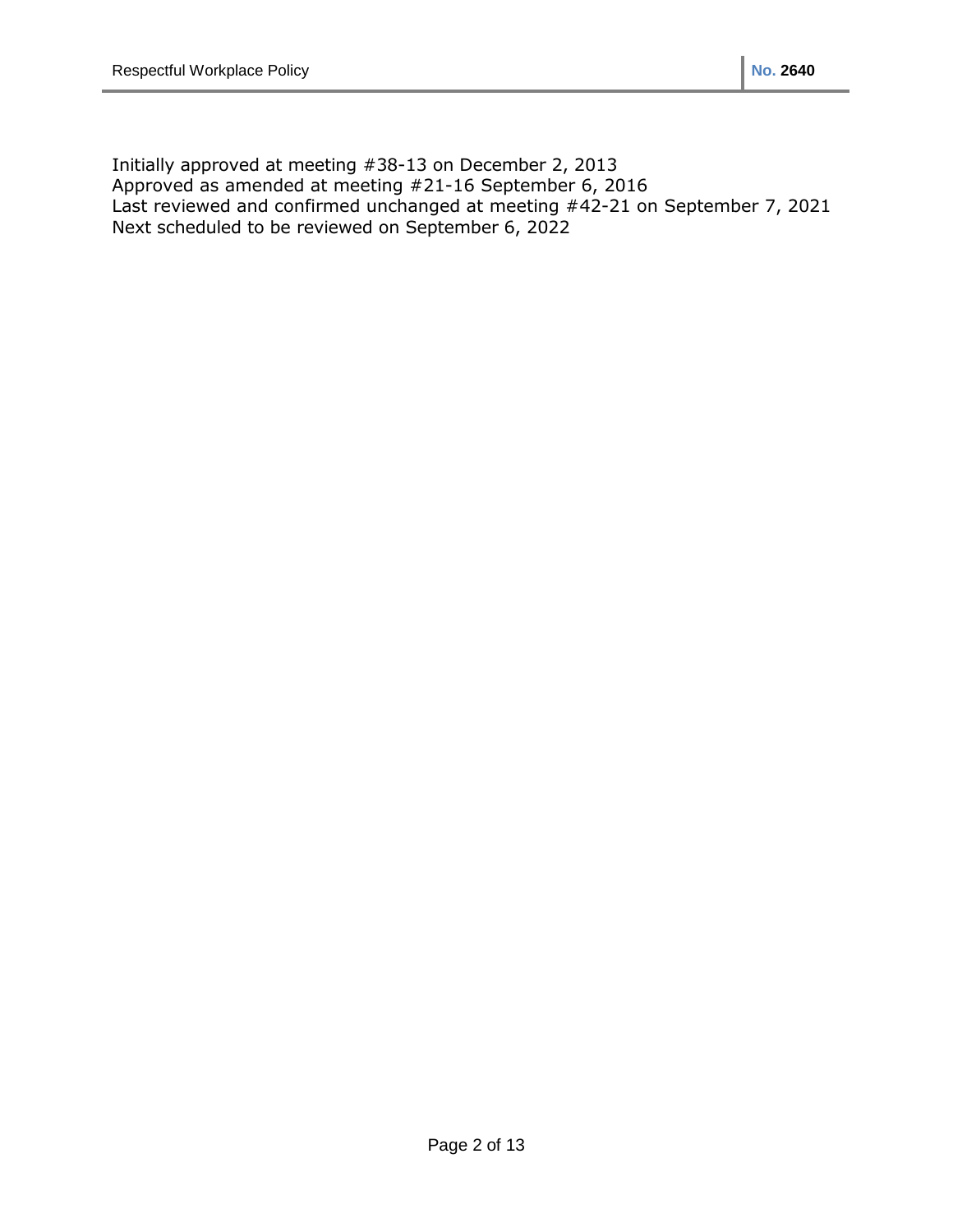Initially approved at meeting #38-13 on December 2, 2013
Approved as amended at meeting #21-16 September 6, 2016
Last reviewed and confirmed unchanged at meeting #42-21 on September 7, 2021
Next scheduled to be reviewed on September 6, 2022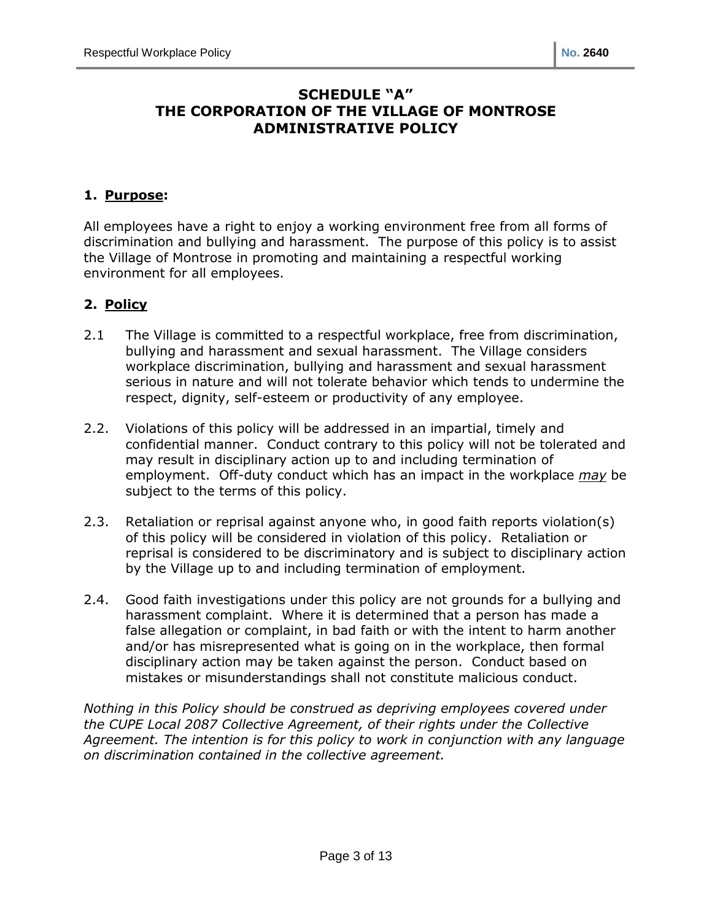# SCHEDULE "A"
# THE CORPORATION OF THE VILLAGE OF MONTROSE
# ADMINISTRATIVE POLICY

## 1. Purpose:

All employees have a right to enjoy a working environment free from all forms of discrimination and bullying and harassment. The purpose of this policy is to assist the Village of Montrose in promoting and maintaining a respectful working environment for all employees.

## 2. Policy

2.1 The Village is committed to a respectful workplace, free from discrimination, bullying and harassment and sexual harassment. The Village considers workplace discrimination, bullying and harassment and sexual harassment serious in nature and will not tolerate behavior which tends to undermine the respect, dignity, self-esteem or productivity of any employee.

2.2. Violations of this policy will be addressed in an impartial, timely and confidential manner. Conduct contrary to this policy will not be tolerated and may result in disciplinary action up to and including termination of employment. Off-duty conduct which has an impact in the workplace *may* be subject to the terms of this policy.

2.3. Retaliation or reprisal against anyone who, in good faith reports violation(s) of this policy will be considered in violation of this policy. Retaliation or reprisal is considered to be discriminatory and is subject to disciplinary action by the Village up to and including termination of employment.

2.4. Good faith investigations under this policy are not grounds for a bullying and harassment complaint. Where it is determined that a person has made a false allegation or complaint, in bad faith or with the intent to harm another and/or has misrepresented what is going on in the workplace, then formal disciplinary action may be taken against the person. Conduct based on mistakes or misunderstandings shall not constitute malicious conduct.

*Nothing in this Policy should be construed as depriving employees covered under the CUPE Local 2087 Collective Agreement, of their rights under the Collective Agreement. The intention is for this policy to work in conjunction with any language on discrimination contained in the collective agreement.*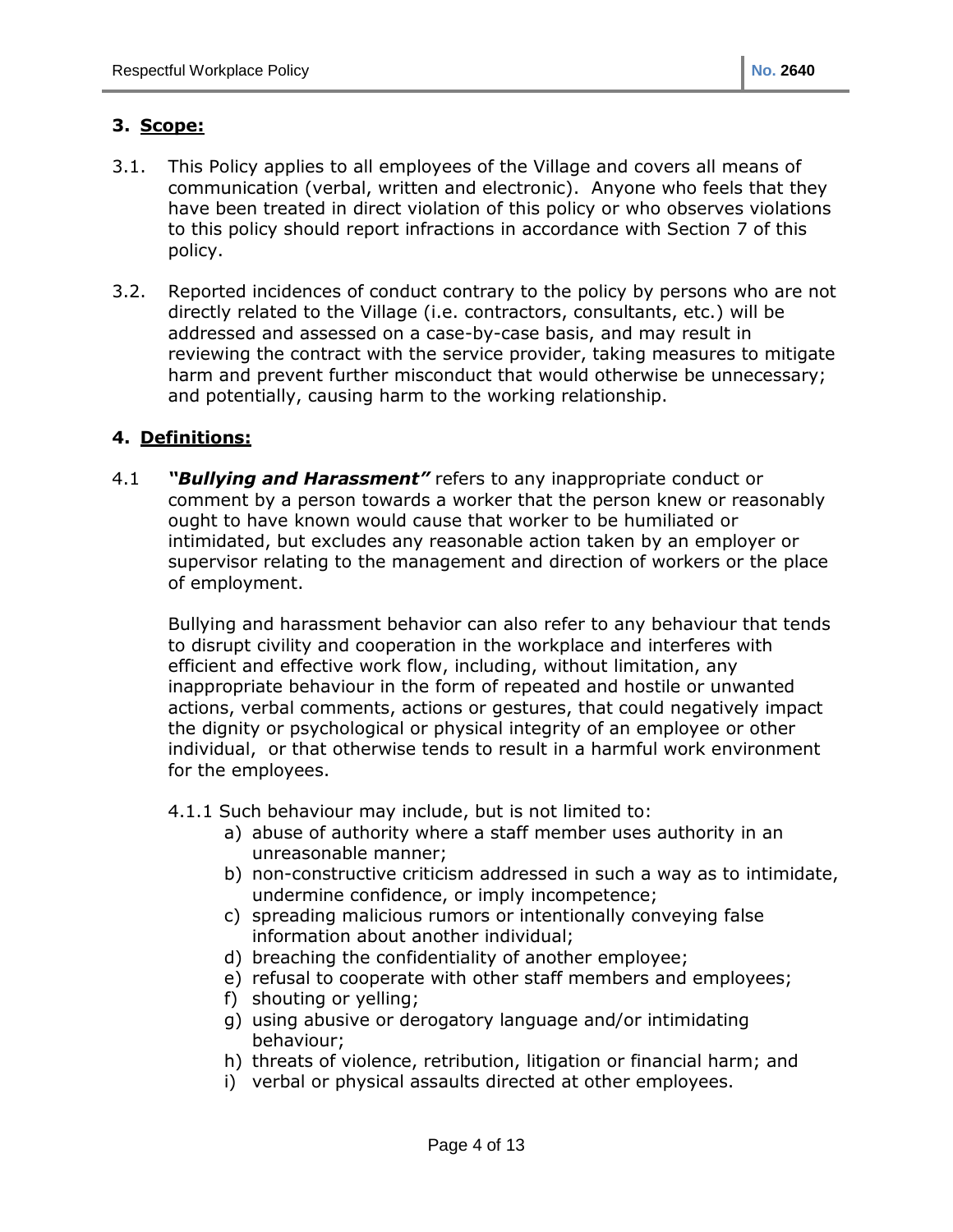## 3. Scope:

3.1. This Policy applies to all employees of the Village and covers all means of communication (verbal, written and electronic). Anyone who feels that they have been treated in direct violation of this policy or who observes violations to this policy should report infractions in accordance with Section 7 of this policy.

3.2. Reported incidences of conduct contrary to the policy by persons who are not directly related to the Village (i.e. contractors, consultants, etc.) will be addressed and assessed on a case-by-case basis, and may result in reviewing the contract with the service provider, taking measures to mitigate harm and prevent further misconduct that would otherwise be unnecessary; and potentially, causing harm to the working relationship.

## 4. Definitions:

4.1 ***"Bullying and Harassment"*** refers to any inappropriate conduct or comment by a person towards a worker that the person knew or reasonably ought to have known would cause that worker to be humiliated or intimidated, but excludes any reasonable action taken by an employer or supervisor relating to the management and direction of workers or the place of employment.

Bullying and harassment behavior can also refer to any behaviour that tends to disrupt civility and cooperation in the workplace and interferes with efficient and effective work flow, including, without limitation, any inappropriate behaviour in the form of repeated and hostile or unwanted actions, verbal comments, actions or gestures, that could negatively impact the dignity or psychological or physical integrity of an employee or other individual, or that otherwise tends to result in a harmful work environment for the employees.

4.1.1 Such behaviour may include, but is not limited to:

a) abuse of authority where a staff member uses authority in an unreasonable manner;
b) non-constructive criticism addressed in such a way as to intimidate, undermine confidence, or imply incompetence;
c) spreading malicious rumors or intentionally conveying false information about another individual;
d) breaching the confidentiality of another employee;
e) refusal to cooperate with other staff members and employees;
f) shouting or yelling;
g) using abusive or derogatory language and/or intimidating behaviour;
h) threats of violence, retribution, litigation or financial harm; and
i) verbal or physical assaults directed at other employees.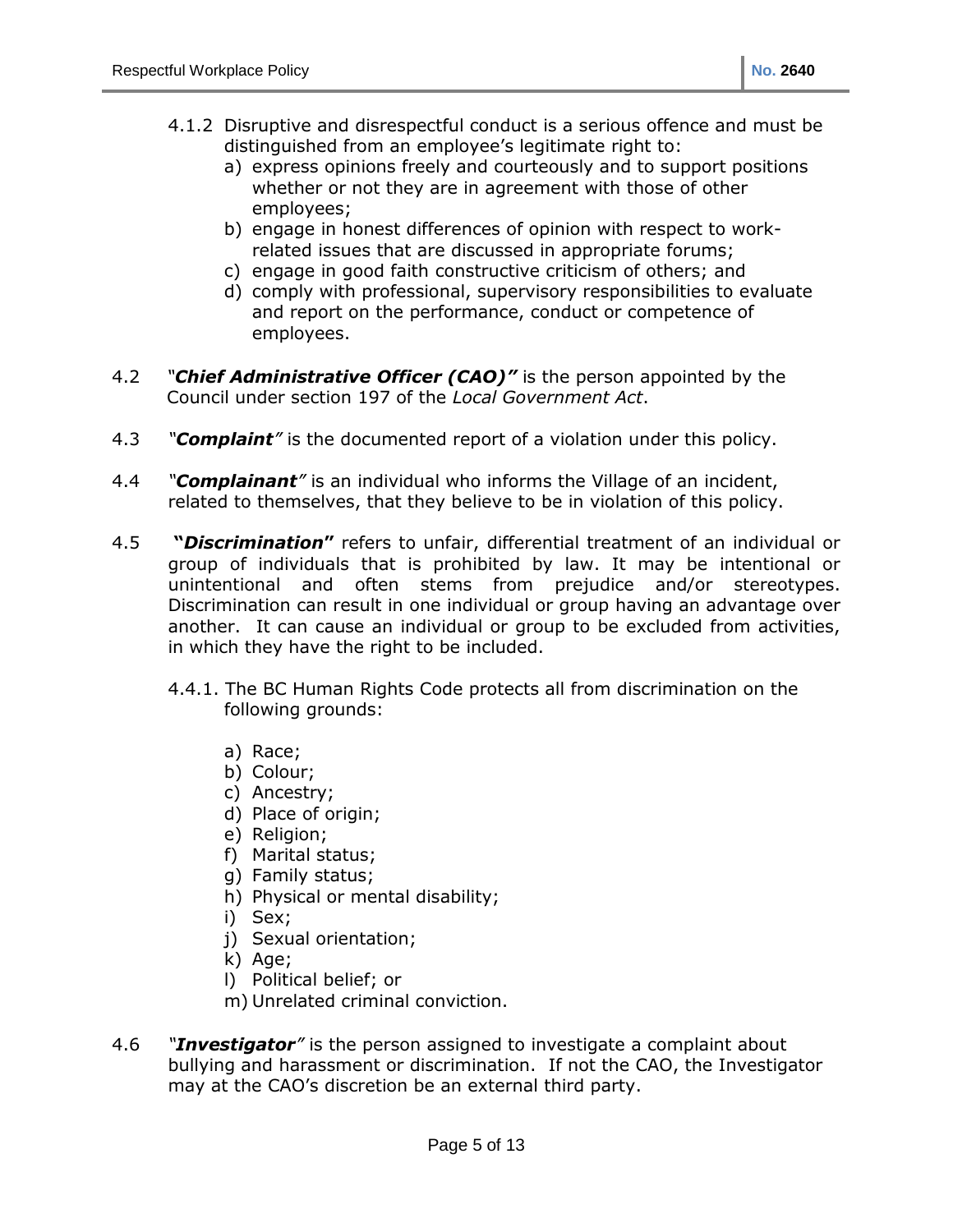4.1.2 Disruptive and disrespectful conduct is a serious offence and must be distinguished from an employee's legitimate right to:

a) express opinions freely and courteously and to support positions whether or not they are in agreement with those of other employees;
b) engage in honest differences of opinion with respect to work-related issues that are discussed in appropriate forums;
c) engage in good faith constructive criticism of others; and
d) comply with professional, supervisory responsibilities to evaluate and report on the performance, conduct or competence of employees.

4.2 ***"Chief Administrative Officer (CAO)"*** is the person appointed by the Council under section 197 of the *Local Government Act*.

4.3 ***"Complaint"*** is the documented report of a violation under this policy.

4.4 ***"Complainant"*** is an individual who informs the Village of an incident, related to themselves, that they believe to be in violation of this policy.

4.5 ***"Discrimination"*** refers to unfair, differential treatment of an individual or group of individuals that is prohibited by law. It may be intentional or unintentional and often stems from prejudice and/or stereotypes. Discrimination can result in one individual or group having an advantage over another. It can cause an individual or group to be excluded from activities, in which they have the right to be included.

4.4.1. The BC Human Rights Code protects all from discrimination on the following grounds:

a) Race;
b) Colour;
c) Ancestry;
d) Place of origin;
e) Religion;
f) Marital status;
g) Family status;
h) Physical or mental disability;
i) Sex;
j) Sexual orientation;
k) Age;
l) Political belief; or
m) Unrelated criminal conviction.

4.6 ***"Investigator"*** is the person assigned to investigate a complaint about bullying and harassment or discrimination. If not the CAO, the Investigator may at the CAO's discretion be an external third party.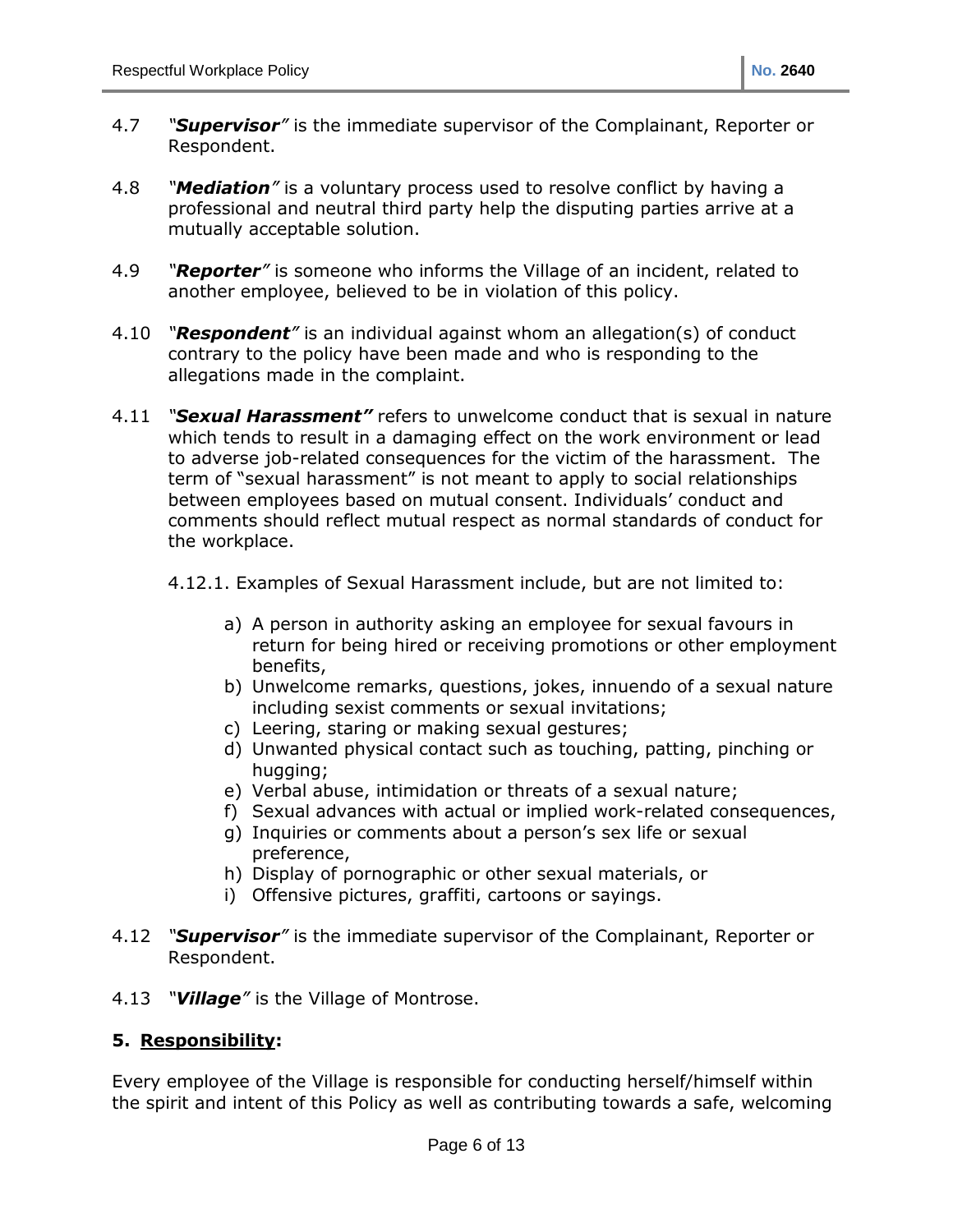4.7 ***"Supervisor"*** is the immediate supervisor of the Complainant, Reporter or Respondent.

4.8 ***"Mediation"*** is a voluntary process used to resolve conflict by having a professional and neutral third party help the disputing parties arrive at a mutually acceptable solution.

4.9 ***"Reporter"*** is someone who informs the Village of an incident, related to another employee, believed to be in violation of this policy.

4.10 ***"Respondent"*** is an individual against whom an allegation(s) of conduct contrary to the policy have been made and who is responding to the allegations made in the complaint.

4.11 ***"Sexual Harassment"*** refers to unwelcome conduct that is sexual in nature which tends to result in a damaging effect on the work environment or lead to adverse job-related consequences for the victim of the harassment. The term of "sexual harassment" is not meant to apply to social relationships between employees based on mutual consent. Individuals' conduct and comments should reflect mutual respect as normal standards of conduct for the workplace.

4.12.1. Examples of Sexual Harassment include, but are not limited to:

a) A person in authority asking an employee for sexual favours in return for being hired or receiving promotions or other employment benefits,
b) Unwelcome remarks, questions, jokes, innuendo of a sexual nature including sexist comments or sexual invitations;
c) Leering, staring or making sexual gestures;
d) Unwanted physical contact such as touching, patting, pinching or hugging;
e) Verbal abuse, intimidation or threats of a sexual nature;
f) Sexual advances with actual or implied work-related consequences,
g) Inquiries or comments about a person's sex life or sexual preference,
h) Display of pornographic or other sexual materials, or
i) Offensive pictures, graffiti, cartoons or sayings.

4.12 ***"Supervisor"*** is the immediate supervisor of the Complainant, Reporter or Respondent.

4.13 ***"Village"*** is the Village of Montrose.

## 5. Responsibility:

Every employee of the Village is responsible for conducting herself/himself within the spirit and intent of this Policy as well as contributing towards a safe, welcoming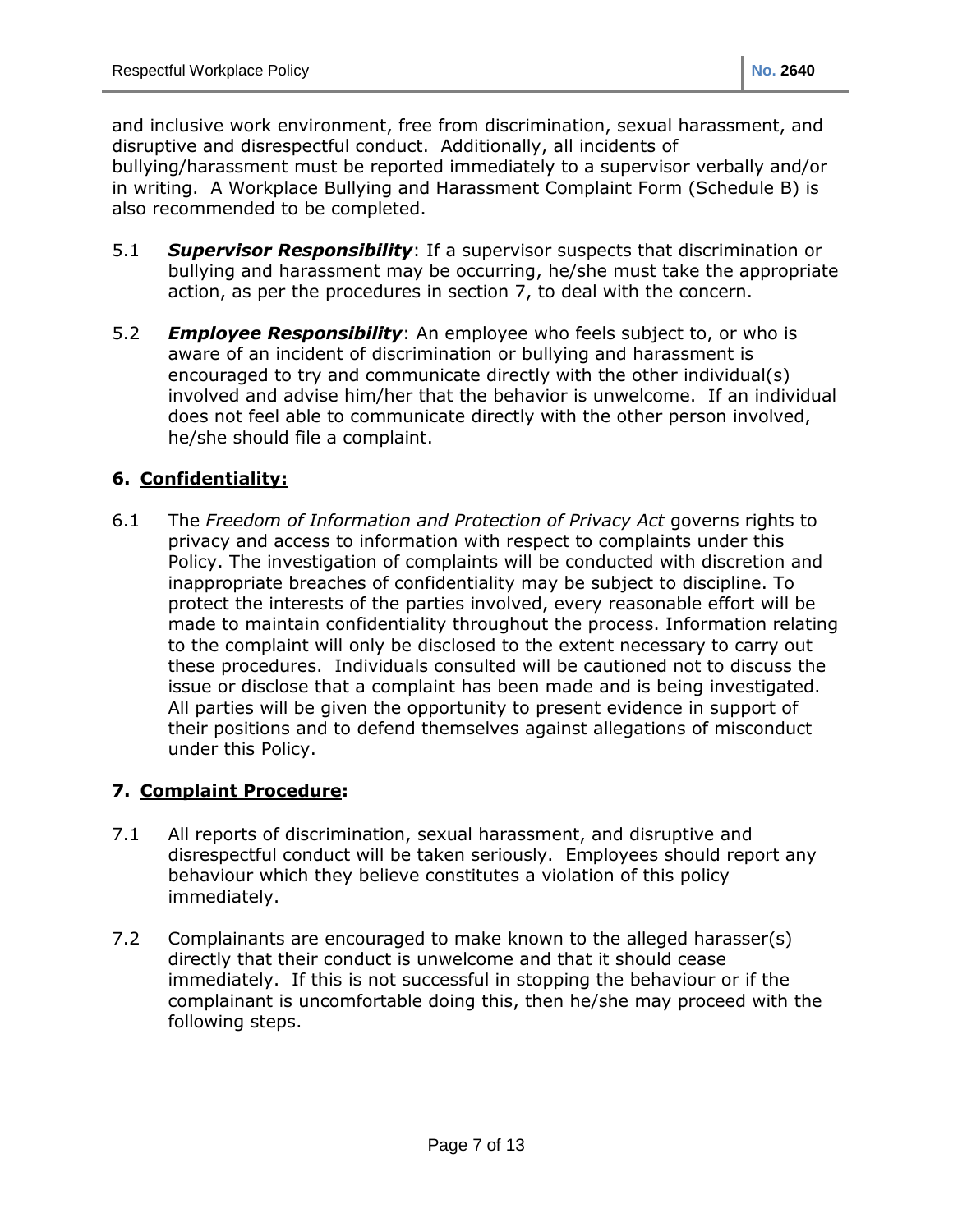and inclusive work environment, free from discrimination, sexual harassment, and disruptive and disrespectful conduct. Additionally, all incidents of bullying/harassment must be reported immediately to a supervisor verbally and/or in writing. A Workplace Bullying and Harassment Complaint Form (Schedule B) is also recommended to be completed.

5.1 ***Supervisor Responsibility***: If a supervisor suspects that discrimination or bullying and harassment may be occurring, he/she must take the appropriate action, as per the procedures in section 7, to deal with the concern.

5.2 ***Employee Responsibility***: An employee who feels subject to, or who is aware of an incident of discrimination or bullying and harassment is encouraged to try and communicate directly with the other individual(s) involved and advise him/her that the behavior is unwelcome. If an individual does not feel able to communicate directly with the other person involved, he/she should file a complaint.

## 6. Confidentiality:

6.1 The *Freedom of Information and Protection of Privacy Act* governs rights to privacy and access to information with respect to complaints under this Policy. The investigation of complaints will be conducted with discretion and inappropriate breaches of confidentiality may be subject to discipline. To protect the interests of the parties involved, every reasonable effort will be made to maintain confidentiality throughout the process. Information relating to the complaint will only be disclosed to the extent necessary to carry out these procedures. Individuals consulted will be cautioned not to discuss the issue or disclose that a complaint has been made and is being investigated. All parties will be given the opportunity to present evidence in support of their positions and to defend themselves against allegations of misconduct under this Policy.

## 7. Complaint Procedure:

7.1 All reports of discrimination, sexual harassment, and disruptive and disrespectful conduct will be taken seriously. Employees should report any behaviour which they believe constitutes a violation of this policy immediately.

7.2 Complainants are encouraged to make known to the alleged harasser(s) directly that their conduct is unwelcome and that it should cease immediately. If this is not successful in stopping the behaviour or if the complainant is uncomfortable doing this, then he/she may proceed with the following steps.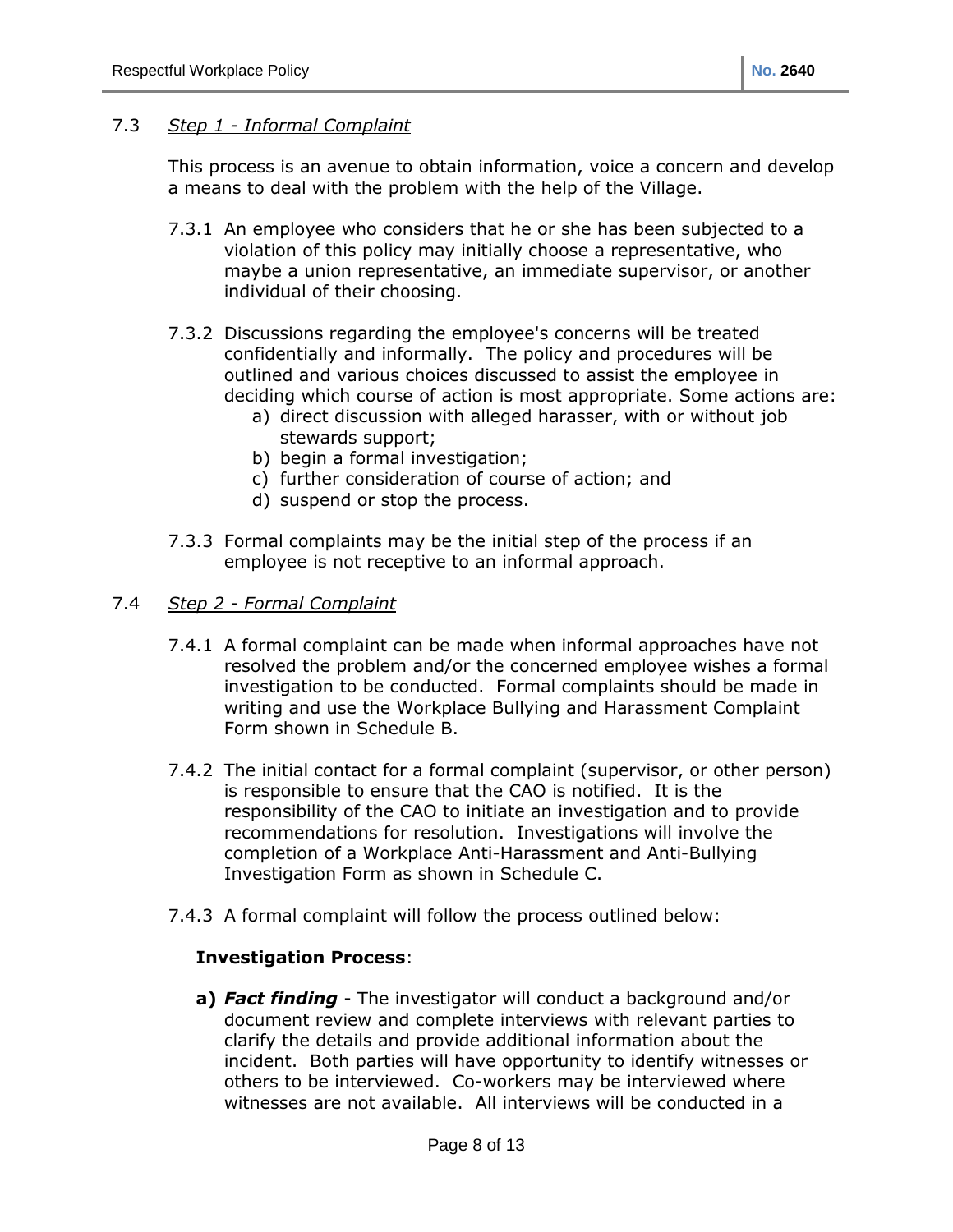7.3 *Step 1 - Informal Complaint*

This process is an avenue to obtain information, voice a concern and develop a means to deal with the problem with the help of the Village.

7.3.1 An employee who considers that he or she has been subjected to a violation of this policy may initially choose a representative, who maybe a union representative, an immediate supervisor, or another individual of their choosing.

7.3.2 Discussions regarding the employee's concerns will be treated confidentially and informally. The policy and procedures will be outlined and various choices discussed to assist the employee in deciding which course of action is most appropriate. Some actions are:

a) direct discussion with alleged harasser, with or without job stewards support;
b) begin a formal investigation;
c) further consideration of course of action; and
d) suspend or stop the process.

7.3.3 Formal complaints may be the initial step of the process if an employee is not receptive to an informal approach.

7.4 *Step 2 - Formal Complaint*

7.4.1 A formal complaint can be made when informal approaches have not resolved the problem and/or the concerned employee wishes a formal investigation to be conducted. Formal complaints should be made in writing and use the Workplace Bullying and Harassment Complaint Form shown in Schedule B.

7.4.2 The initial contact for a formal complaint (supervisor, or other person) is responsible to ensure that the CAO is notified. It is the responsibility of the CAO to initiate an investigation and to provide recommendations for resolution. Investigations will involve the completion of a Workplace Anti-Harassment and Anti-Bullying Investigation Form as shown in Schedule C.

7.4.3 A formal complaint will follow the process outlined below:

**Investigation Process**:

**a)** ***Fact finding*** - The investigator will conduct a background and/or document review and complete interviews with relevant parties to clarify the details and provide additional information about the incident. Both parties will have opportunity to identify witnesses or others to be interviewed. Co-workers may be interviewed where witnesses are not available. All interviews will be conducted in a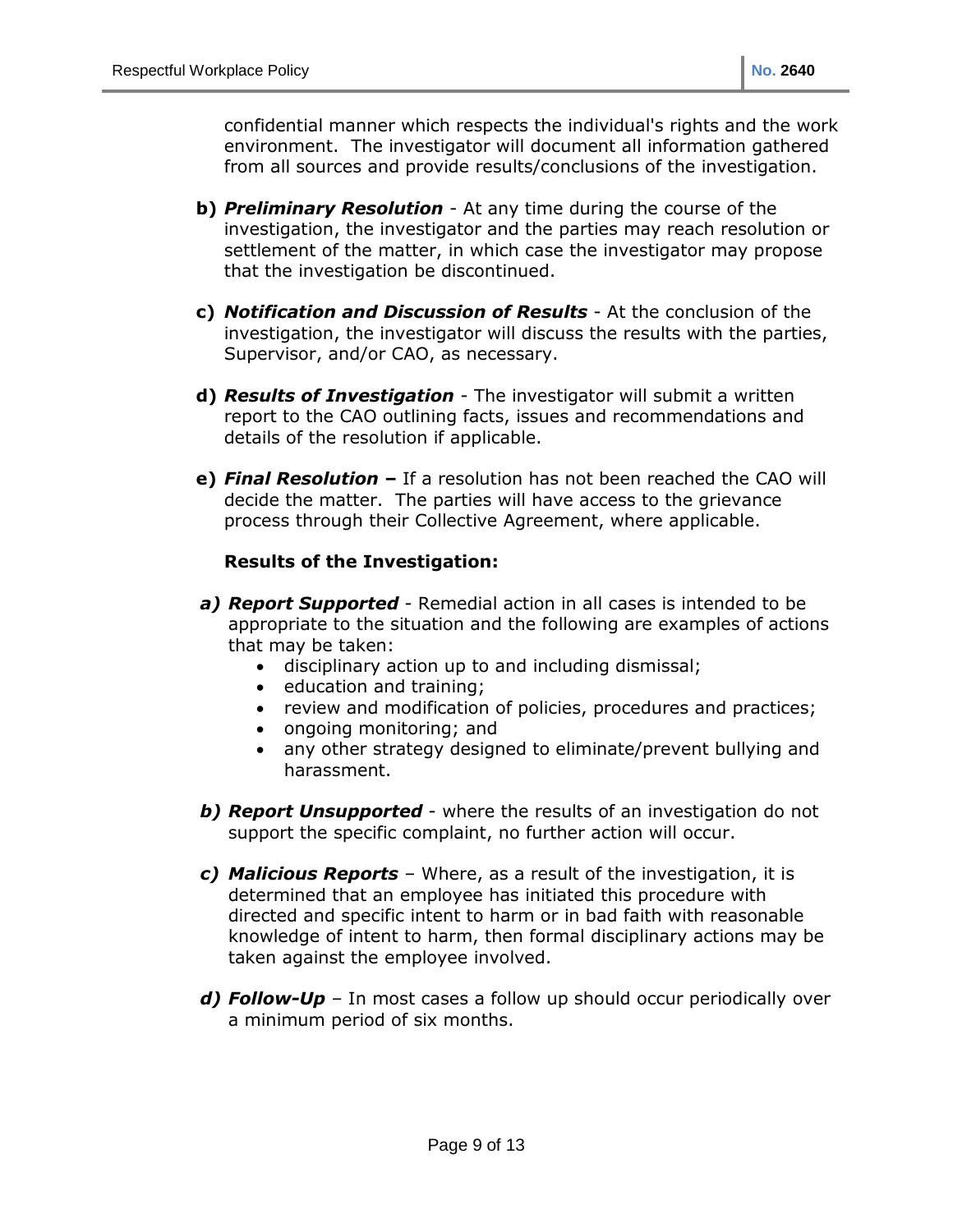confidential manner which respects the individual's rights and the work environment. The investigator will document all information gathered from all sources and provide results/conclusions of the investigation.

**b)** ***Preliminary Resolution*** - At any time during the course of the investigation, the investigator and the parties may reach resolution or settlement of the matter, in which case the investigator may propose that the investigation be discontinued.

**c)** ***Notification and Discussion of Results*** - At the conclusion of the investigation, the investigator will discuss the results with the parties, Supervisor, and/or CAO, as necessary.

**d)** ***Results of Investigation*** - The investigator will submit a written report to the CAO outlining facts, issues and recommendations and details of the resolution if applicable.

**e)** ***Final Resolution –*** If a resolution has not been reached the CAO will decide the matter. The parties will have access to the grievance process through their Collective Agreement, where applicable.

**Results of the Investigation:**

***a) Report Supported*** - Remedial action in all cases is intended to be appropriate to the situation and the following are examples of actions that may be taken:

- disciplinary action up to and including dismissal;
- education and training;
- review and modification of policies, procedures and practices;
- ongoing monitoring; and
- any other strategy designed to eliminate/prevent bullying and harassment.

***b) Report Unsupported*** - where the results of an investigation do not support the specific complaint, no further action will occur.

***c) Malicious Reports*** – Where, as a result of the investigation, it is determined that an employee has initiated this procedure with directed and specific intent to harm or in bad faith with reasonable knowledge of intent to harm, then formal disciplinary actions may be taken against the employee involved.

***d) Follow-Up*** – In most cases a follow up should occur periodically over a minimum period of six months.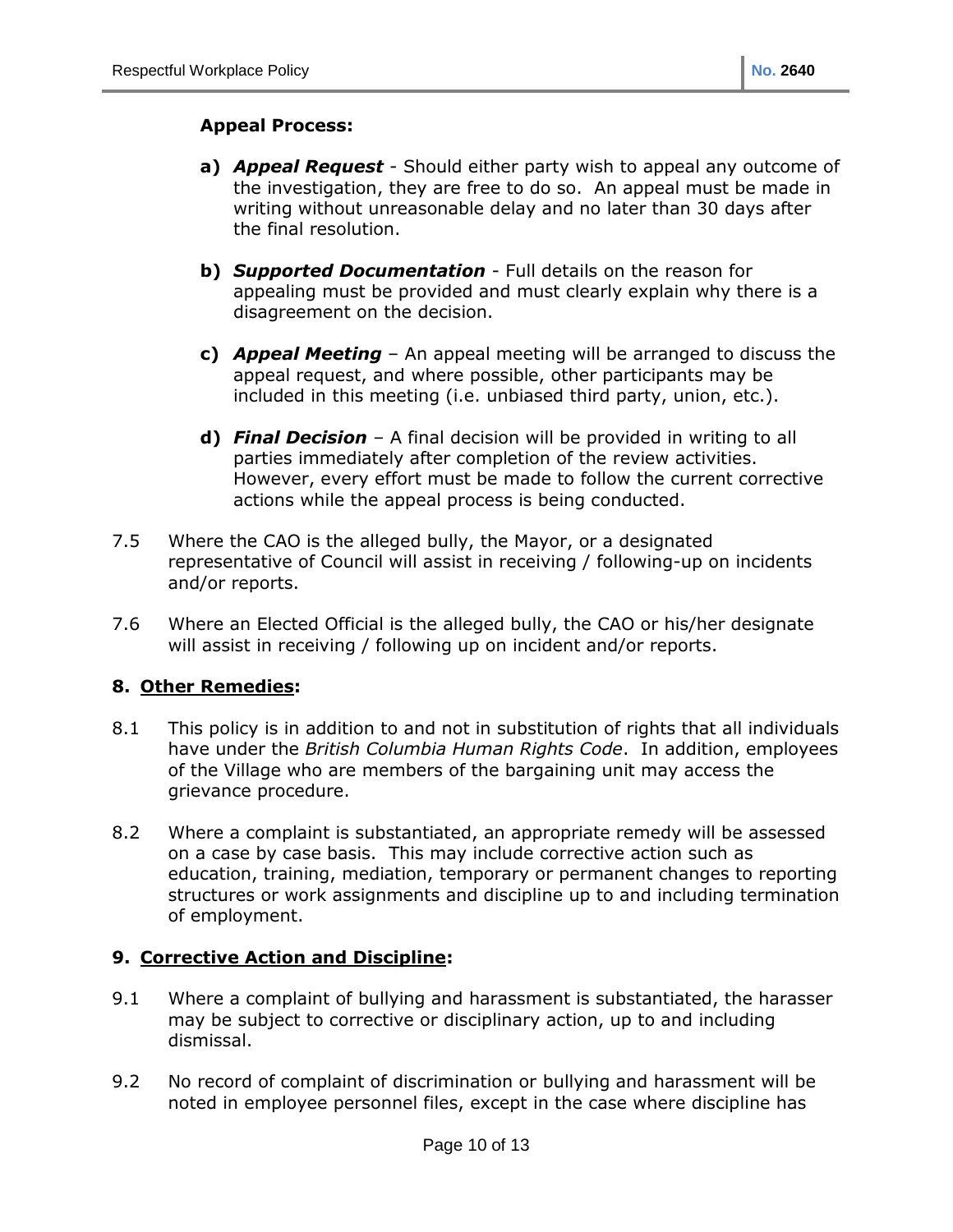**Appeal Process:**

- **a)** ***Appeal Request*** - Should either party wish to appeal any outcome of the investigation, they are free to do so. An appeal must be made in writing without unreasonable delay and no later than 30 days after the final resolution.

- **b)** ***Supported Documentation*** - Full details on the reason for appealing must be provided and must clearly explain why there is a disagreement on the decision.

- **c)** ***Appeal Meeting*** – An appeal meeting will be arranged to discuss the appeal request, and where possible, other participants may be included in this meeting (i.e. unbiased third party, union, etc.).

- **d)** ***Final Decision*** – A final decision will be provided in writing to all parties immediately after completion of the review activities. However, every effort must be made to follow the current corrective actions while the appeal process is being conducted.

7.5 Where the CAO is the alleged bully, the Mayor, or a designated representative of Council will assist in receiving / following-up on incidents and/or reports.

7.6 Where an Elected Official is the alleged bully, the CAO or his/her designate will assist in receiving / following up on incident and/or reports.

## 8. Other Remedies:

8.1 This policy is in addition to and not in substitution of rights that all individuals have under the *British Columbia Human Rights Code*. In addition, employees of the Village who are members of the bargaining unit may access the grievance procedure.

8.2 Where a complaint is substantiated, an appropriate remedy will be assessed on a case by case basis. This may include corrective action such as education, training, mediation, temporary or permanent changes to reporting structures or work assignments and discipline up to and including termination of employment.

## 9. Corrective Action and Discipline:

9.1 Where a complaint of bullying and harassment is substantiated, the harasser may be subject to corrective or disciplinary action, up to and including dismissal.

9.2 No record of complaint of discrimination or bullying and harassment will be noted in employee personnel files, except in the case where discipline has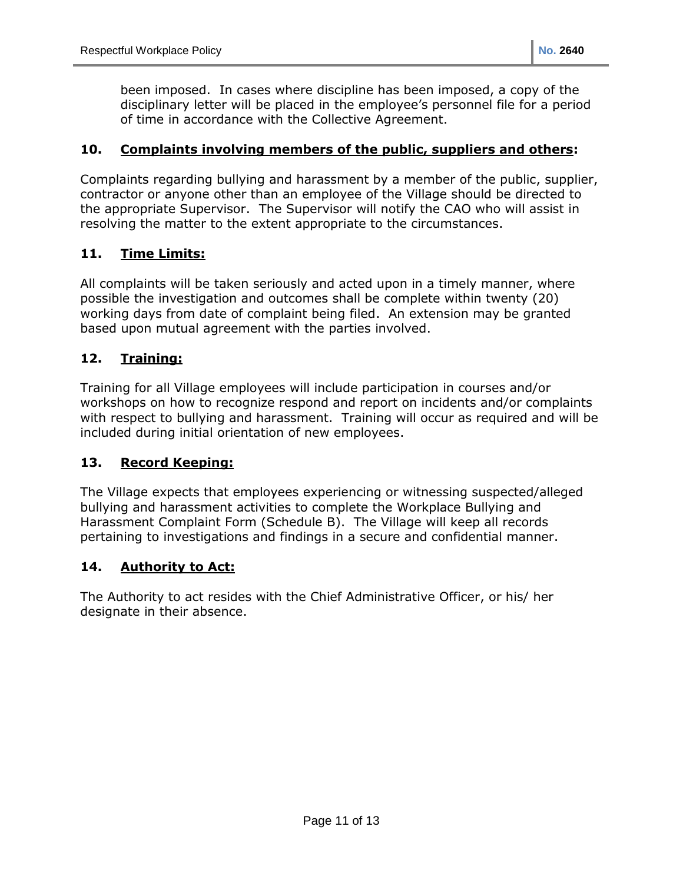been imposed. In cases where discipline has been imposed, a copy of the disciplinary letter will be placed in the employee's personnel file for a period of time in accordance with the Collective Agreement.

## 10. Complaints involving members of the public, suppliers and others:

Complaints regarding bullying and harassment by a member of the public, supplier, contractor or anyone other than an employee of the Village should be directed to the appropriate Supervisor. The Supervisor will notify the CAO who will assist in resolving the matter to the extent appropriate to the circumstances.

## 11. Time Limits:

All complaints will be taken seriously and acted upon in a timely manner, where possible the investigation and outcomes shall be complete within twenty (20) working days from date of complaint being filed. An extension may be granted based upon mutual agreement with the parties involved.

## 12. Training:

Training for all Village employees will include participation in courses and/or workshops on how to recognize respond and report on incidents and/or complaints with respect to bullying and harassment. Training will occur as required and will be included during initial orientation of new employees.

## 13. Record Keeping:

The Village expects that employees experiencing or witnessing suspected/alleged bullying and harassment activities to complete the Workplace Bullying and Harassment Complaint Form (Schedule B). The Village will keep all records pertaining to investigations and findings in a secure and confidential manner.

## 14. Authority to Act:

The Authority to act resides with the Chief Administrative Officer, or his/ her designate in their absence.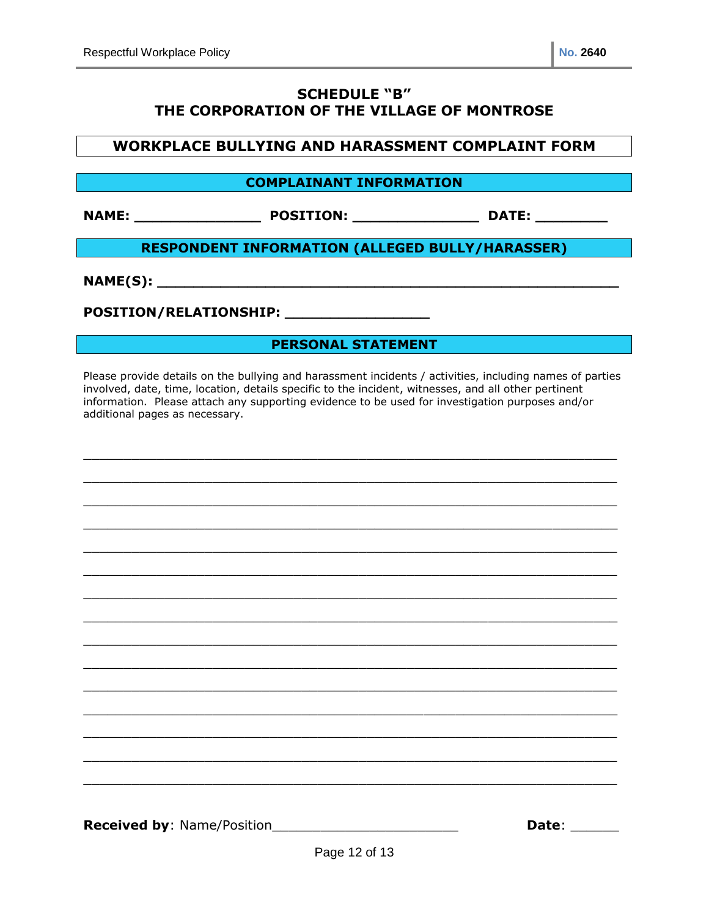## SCHEDULE "B"
## THE CORPORATION OF THE VILLAGE OF MONTROSE

### WORKPLACE BULLYING AND HARASSMENT COMPLAINT FORM

**COMPLAINANT INFORMATION**

**NAME:** _______________ **POSITION:** _______________ **DATE:** _________

**RESPONDENT INFORMATION (ALLEGED BULLY/HARASSER)**

**NAME(S):** ______________________________________________________

**POSITION/RELATIONSHIP:** _________________

**PERSONAL STATEMENT**

Please provide details on the bullying and harassment incidents / activities, including names of parties involved, date, time, location, details specific to the incident, witnesses, and all other pertinent information. Please attach any supporting evidence to be used for investigation purposes and/or additional pages as necessary.

_____________________________________________________________________________

_____________________________________________________________________________

_____________________________________________________________________________

_____________________________________________________________________________

_____________________________________________________________________________

_____________________________________________________________________________

_____________________________________________________________________________

_____________________________________________________________________________

_____________________________________________________________________________

_____________________________________________________________________________

_____________________________________________________________________________

_____________________________________________________________________________

_____________________________________________________________________________

_____________________________________________________________________________

_____________________________________________________________________________

**Received by**: Name/Position________________________ **Date**: ______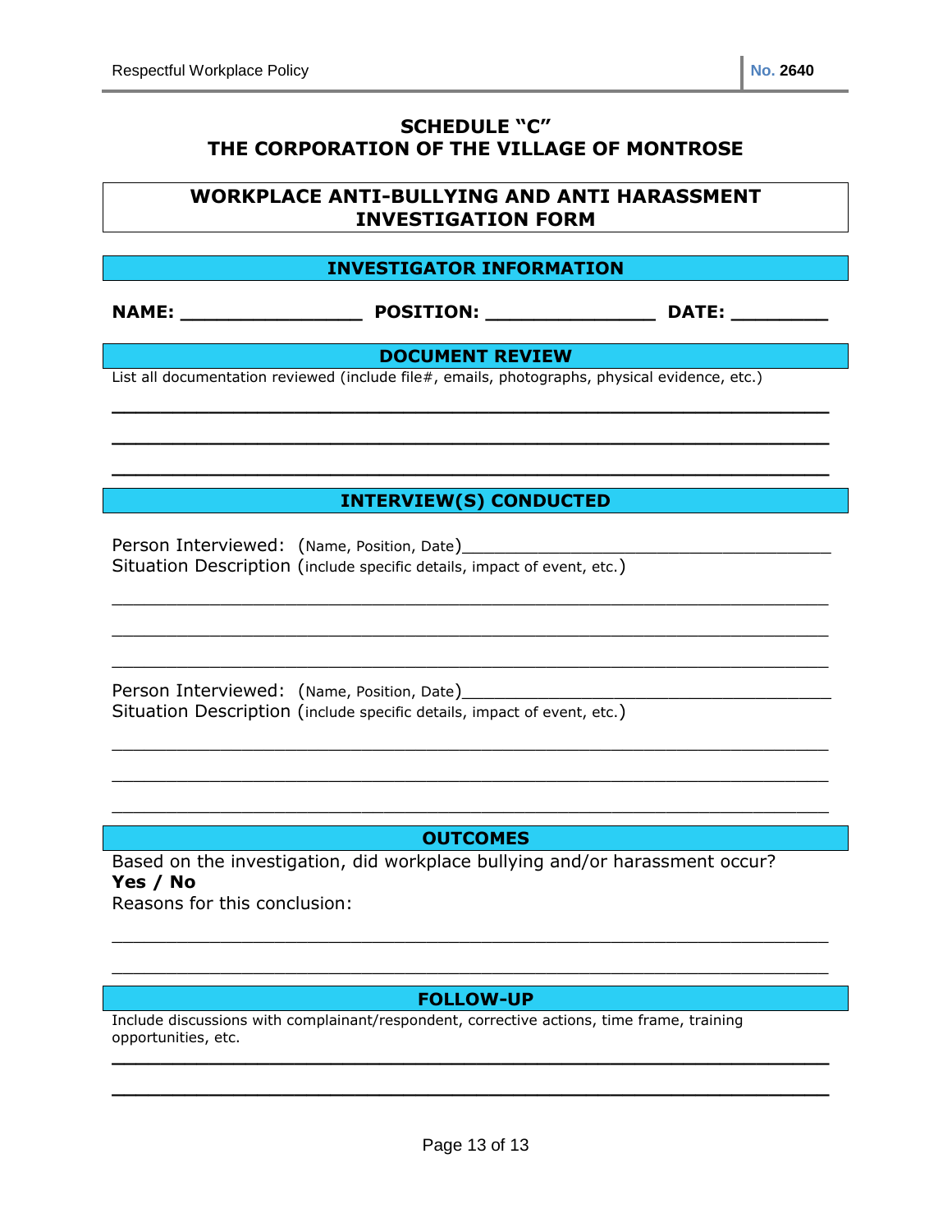# SCHEDULE "C"
# THE CORPORATION OF THE VILLAGE OF MONTROSE

## WORKPLACE ANTI-BULLYING AND ANTI HARASSMENT INVESTIGATION FORM

### INVESTIGATOR INFORMATION

**NAME:** ________________ **POSITION:** _______________ **DATE:** _________

### DOCUMENT REVIEW

List all documentation reviewed (include file#, emails, photographs, physical evidence, etc.)

_______________________________________________________________

_______________________________________________________________

_______________________________________________________________

### INTERVIEW(S) CONDUCTED

Person Interviewed: (Name, Position, Date)_____________________________________

Situation Description (include specific details, impact of event, etc.)

_______________________________________________________________

_______________________________________________________________

_______________________________________________________________

Person Interviewed: (Name, Position, Date)_____________________________________

Situation Description (include specific details, impact of event, etc.)

_______________________________________________________________

_______________________________________________________________

_______________________________________________________________

### OUTCOMES

Based on the investigation, did workplace bullying and/or harassment occur?

**Yes / No**

Reasons for this conclusion:

_______________________________________________________________

_______________________________________________________________

### FOLLOW-UP

Include discussions with complainant/respondent, corrective actions, time frame, training opportunities, etc.

_______________________________________________________________

_______________________________________________________________